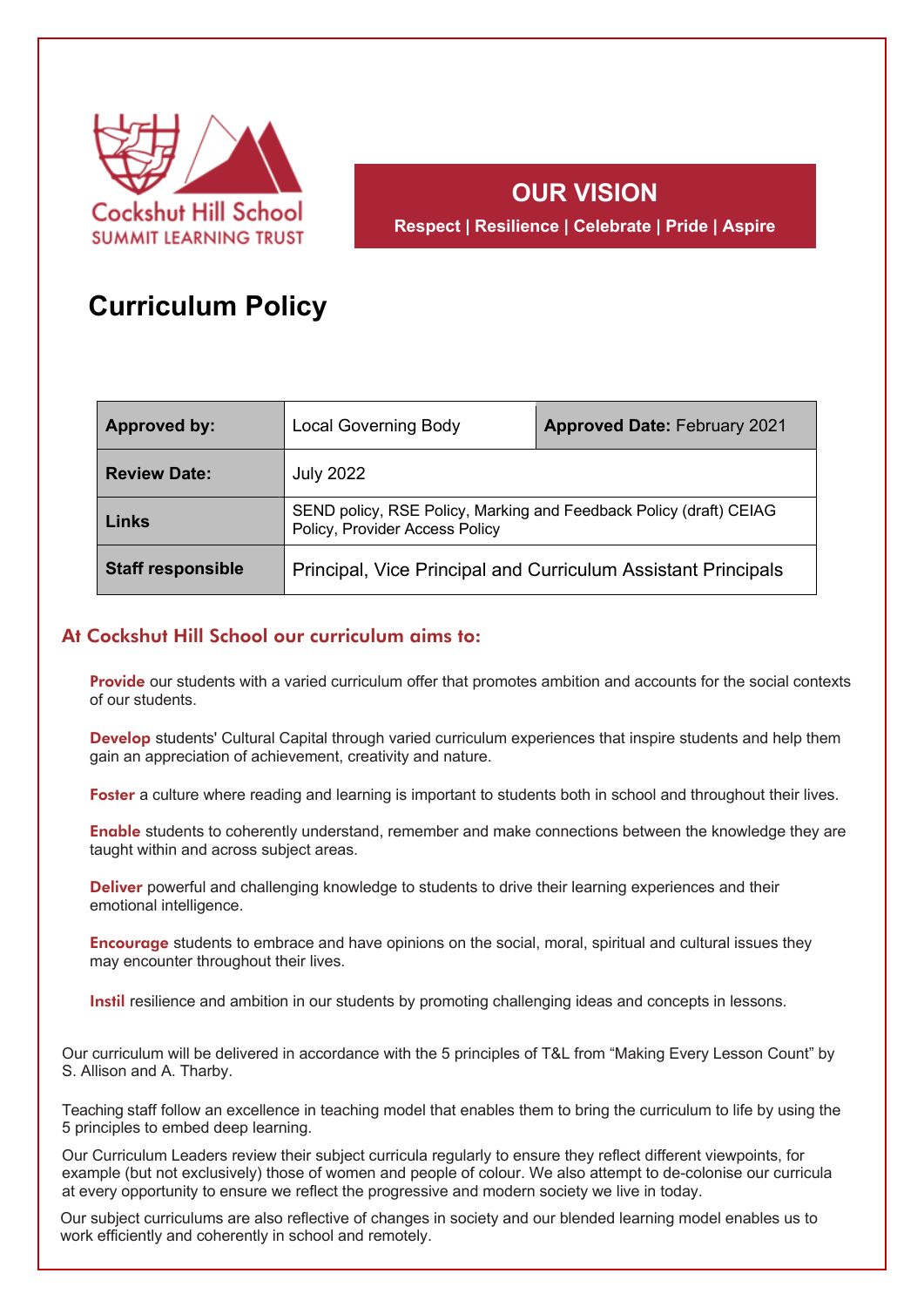Cockshut Hill School
SUMMIT LEARNING TRUST

**OUR VISION**

**Respect | Resilience | Celebrate | Pride | Aspire**

# Curriculum Policy

| **Approved by:** | Local Governing Body | **Approved Date:** February 2021 |
|---|---|---|
| **Review Date:** | July 2022 | |
| **Links** | SEND policy, RSE Policy, Marking and Feedback Policy (draft) CEIAG Policy, Provider Access Policy | |
| **Staff responsible** | Principal, Vice Principal and Curriculum Assistant Principals | |

## At Cockshut Hill School our curriculum aims to:

**Provide** our students with a varied curriculum offer that promotes ambition and accounts for the social contexts of our students.

**Develop** students' Cultural Capital through varied curriculum experiences that inspire students and help them gain an appreciation of achievement, creativity and nature.

**Foster** a culture where reading and learning is important to students both in school and throughout their lives.

**Enable** students to coherently understand, remember and make connections between the knowledge they are taught within and across subject areas.

**Deliver** powerful and challenging knowledge to students to drive their learning experiences and their emotional intelligence.

**Encourage** students to embrace and have opinions on the social, moral, spiritual and cultural issues they may encounter throughout their lives.

**Instil** resilience and ambition in our students by promoting challenging ideas and concepts in lessons.

Our curriculum will be delivered in accordance with the 5 principles of T&L from "Making Every Lesson Count" by S. Allison and A. Tharby.

Teaching staff follow an excellence in teaching model that enables them to bring the curriculum to life by using the 5 principles to embed deep learning.

Our Curriculum Leaders review their subject curricula regularly to ensure they reflect different viewpoints, for example (but not exclusively) those of women and people of colour. We also attempt to de-colonise our curricula at every opportunity to ensure we reflect the progressive and modern society we live in today.

Our subject curriculums are also reflective of changes in society and our blended learning model enables us to work efficiently and coherently in school and remotely.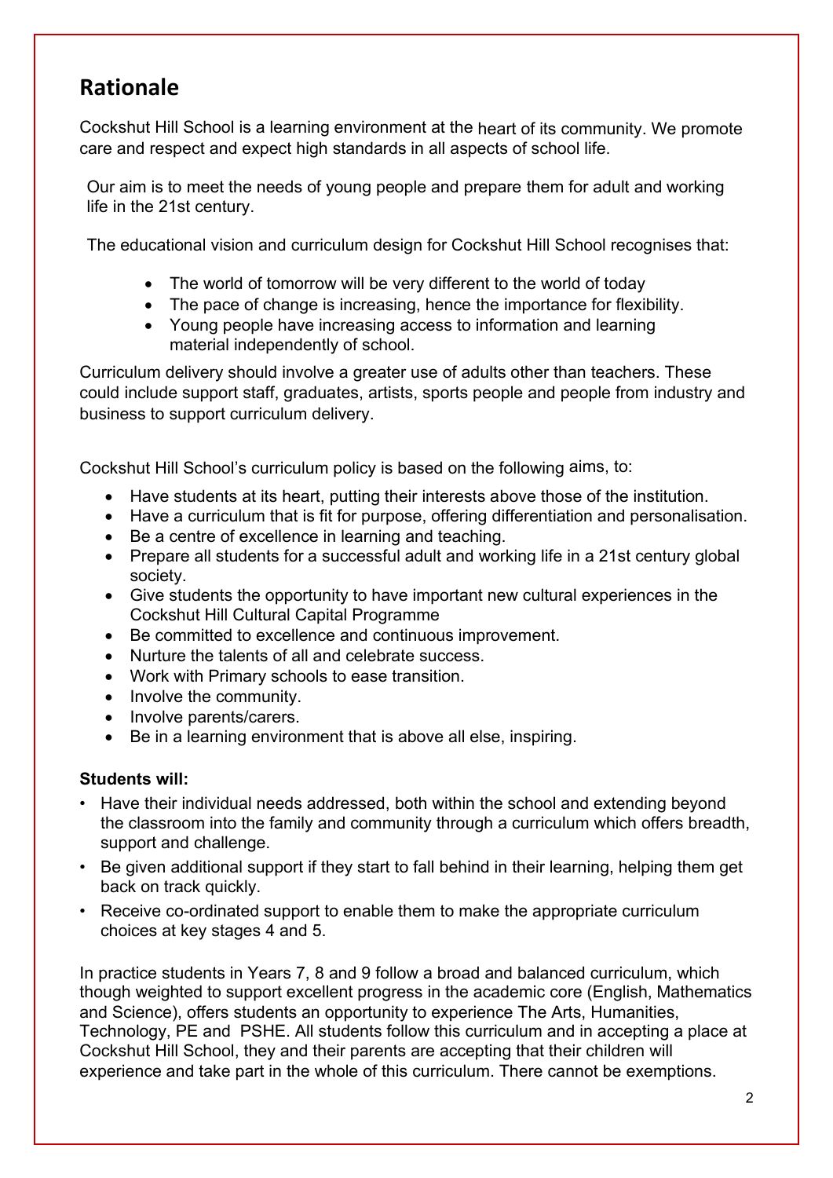## Rationale

Cockshut Hill School is a learning environment at the heart of its community. We promote care and respect and expect high standards in all aspects of school life.

Our aim is to meet the needs of young people and prepare them for adult and working life in the 21st century.

The educational vision and curriculum design for Cockshut Hill School recognises that:

- The world of tomorrow will be very different to the world of today
- The pace of change is increasing, hence the importance for flexibility.
- Young people have increasing access to information and learning material independently of school.

Curriculum delivery should involve a greater use of adults other than teachers. These could include support staff, graduates, artists, sports people and people from industry and business to support curriculum delivery.

Cockshut Hill School's curriculum policy is based on the following aims, to:

- Have students at its heart, putting their interests above those of the institution.
- Have a curriculum that is fit for purpose, offering differentiation and personalisation.
- Be a centre of excellence in learning and teaching.
- Prepare all students for a successful adult and working life in a 21st century global society.
- Give students the opportunity to have important new cultural experiences in the Cockshut Hill Cultural Capital Programme
- Be committed to excellence and continuous improvement.
- Nurture the talents of all and celebrate success.
- Work with Primary schools to ease transition.
- Involve the community.
- Involve parents/carers.
- Be in a learning environment that is above all else, inspiring.

**Students will:**

- Have their individual needs addressed, both within the school and extending beyond the classroom into the family and community through a curriculum which offers breadth, support and challenge.
- Be given additional support if they start to fall behind in their learning, helping them get back on track quickly.
- Receive co-ordinated support to enable them to make the appropriate curriculum choices at key stages 4 and 5.

In practice students in Years 7, 8 and 9 follow a broad and balanced curriculum, which though weighted to support excellent progress in the academic core (English, Mathematics and Science), offers students an opportunity to experience The Arts, Humanities, Technology, PE and PSHE. All students follow this curriculum and in accepting a place at Cockshut Hill School, they and their parents are accepting that their children will experience and take part in the whole of this curriculum. There cannot be exemptions.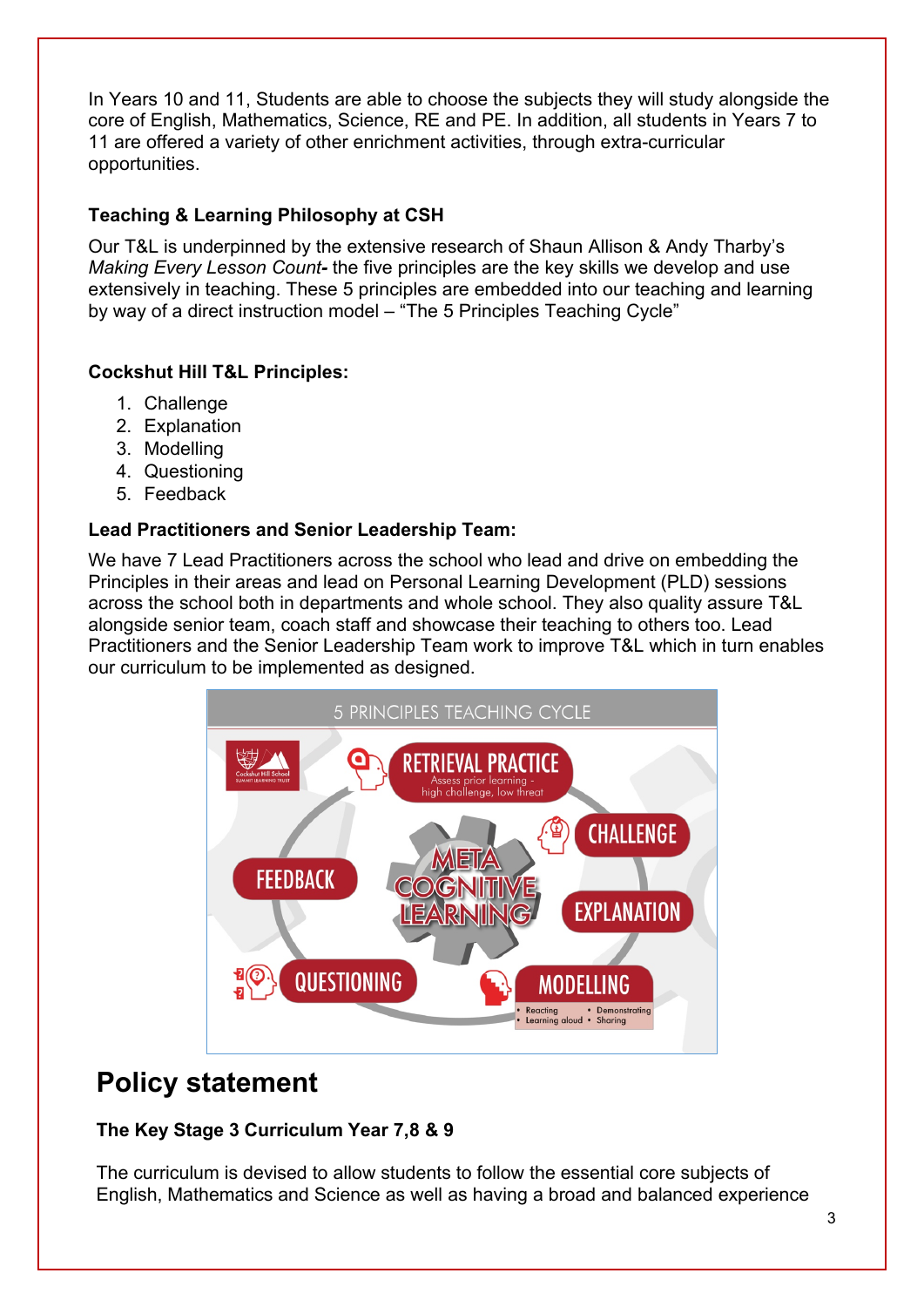In Years 10 and 11, Students are able to choose the subjects they will study alongside the core of English, Mathematics, Science, RE and PE. In addition, all students in Years 7 to 11 are offered a variety of other enrichment activities, through extra-curricular opportunities.

**Teaching & Learning Philosophy at CSH**

Our T&L is underpinned by the extensive research of Shaun Allison & Andy Tharby's *Making Every Lesson Count***-** the five principles are the key skills we develop and use extensively in teaching. These 5 principles are embedded into our teaching and learning by way of a direct instruction model – "The 5 Principles Teaching Cycle"

**Cockshut Hill T&L Principles:**

1. Challenge
2. Explanation
3. Modelling
4. Questioning
5. Feedback

**Lead Practitioners and Senior Leadership Team:**

We have 7 Lead Practitioners across the school who lead and drive on embedding the Principles in their areas and lead on Personal Learning Development (PLD) sessions across the school both in departments and whole school. They also quality assure T&L alongside senior team, coach staff and showcase their teaching to others too. Lead Practitioners and the Senior Leadership Team work to improve T&L which in turn enables our curriculum to be implemented as designed.

5 PRINCIPLES TEACHING CYCLE

RETRIEVAL PRACTICE – Assess prior learning - high challenge, low threat

CHALLENGE

EXPLANATION

MODELLING
- Reading
- Learning aloud
- Demonstrating
- Sharing

QUESTIONING

FEEDBACK

META COGNITIVE LEARNING

## Policy statement

**The Key Stage 3 Curriculum Year 7,8 & 9**

The curriculum is devised to allow students to follow the essential core subjects of English, Mathematics and Science as well as having a broad and balanced experience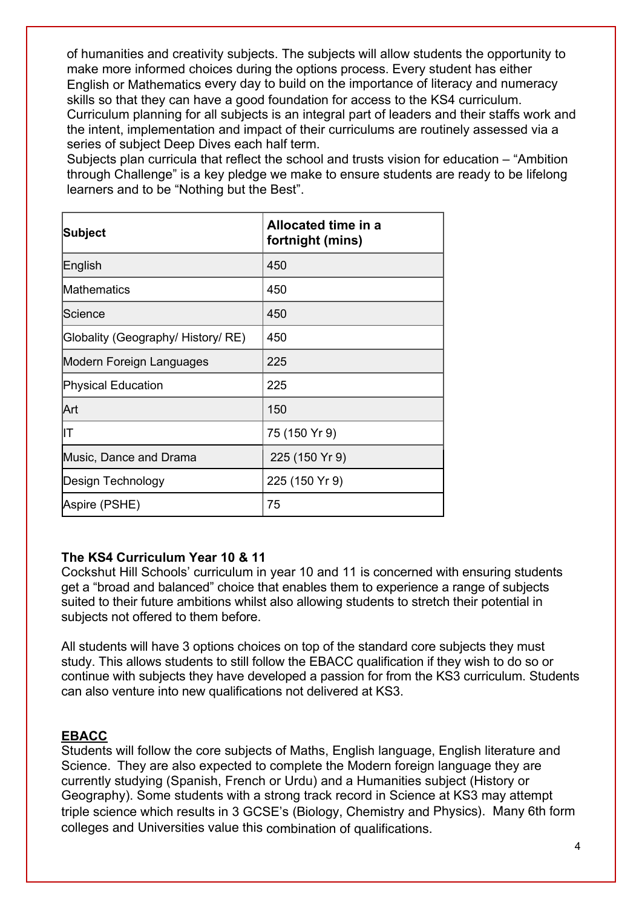of humanities and creativity subjects. The subjects will allow students the opportunity to make more informed choices during the options process. Every student has either English or Mathematics every day to build on the importance of literacy and numeracy skills so that they can have a good foundation for access to the KS4 curriculum.
Curriculum planning for all subjects is an integral part of leaders and their staffs work and the intent, implementation and impact of their curriculums are routinely assessed via a series of subject Deep Dives each half term.
Subjects plan curricula that reflect the school and trusts vision for education – "Ambition through Challenge" is a key pledge we make to ensure students are ready to be lifelong learners and to be "Nothing but the Best".

| Subject | Allocated time in a fortnight (mins) |
|---|---|
| English | 450 |
| Mathematics | 450 |
| Science | 450 |
| Globality (Geography/ History/ RE) | 450 |
| Modern Foreign Languages | 225 |
| Physical Education | 225 |
| Art | 150 |
| IT | 75 (150 Yr 9) |
| Music, Dance and Drama | 225 (150 Yr 9) |
| Design Technology | 225 (150 Yr 9) |
| Aspire (PSHE) | 75 |

### The KS4 Curriculum Year 10 & 11

Cockshut Hill Schools' curriculum in year 10 and 11 is concerned with ensuring students get a "broad and balanced" choice that enables them to experience a range of subjects suited to their future ambitions whilst also allowing students to stretch their potential in subjects not offered to them before.

All students will have 3 options choices on top of the standard core subjects they must study. This allows students to still follow the EBACC qualification if they wish to do so or continue with subjects they have developed a passion for from the KS3 curriculum. Students can also venture into new qualifications not delivered at KS3.

### EBACC

Students will follow the core subjects of Maths, English language, English literature and Science. They are also expected to complete the Modern foreign language they are currently studying (Spanish, French or Urdu) and a Humanities subject (History or Geography). Some students with a strong track record in Science at KS3 may attempt triple science which results in 3 GCSE's (Biology, Chemistry and Physics). Many 6th form colleges and Universities value this combination of qualifications.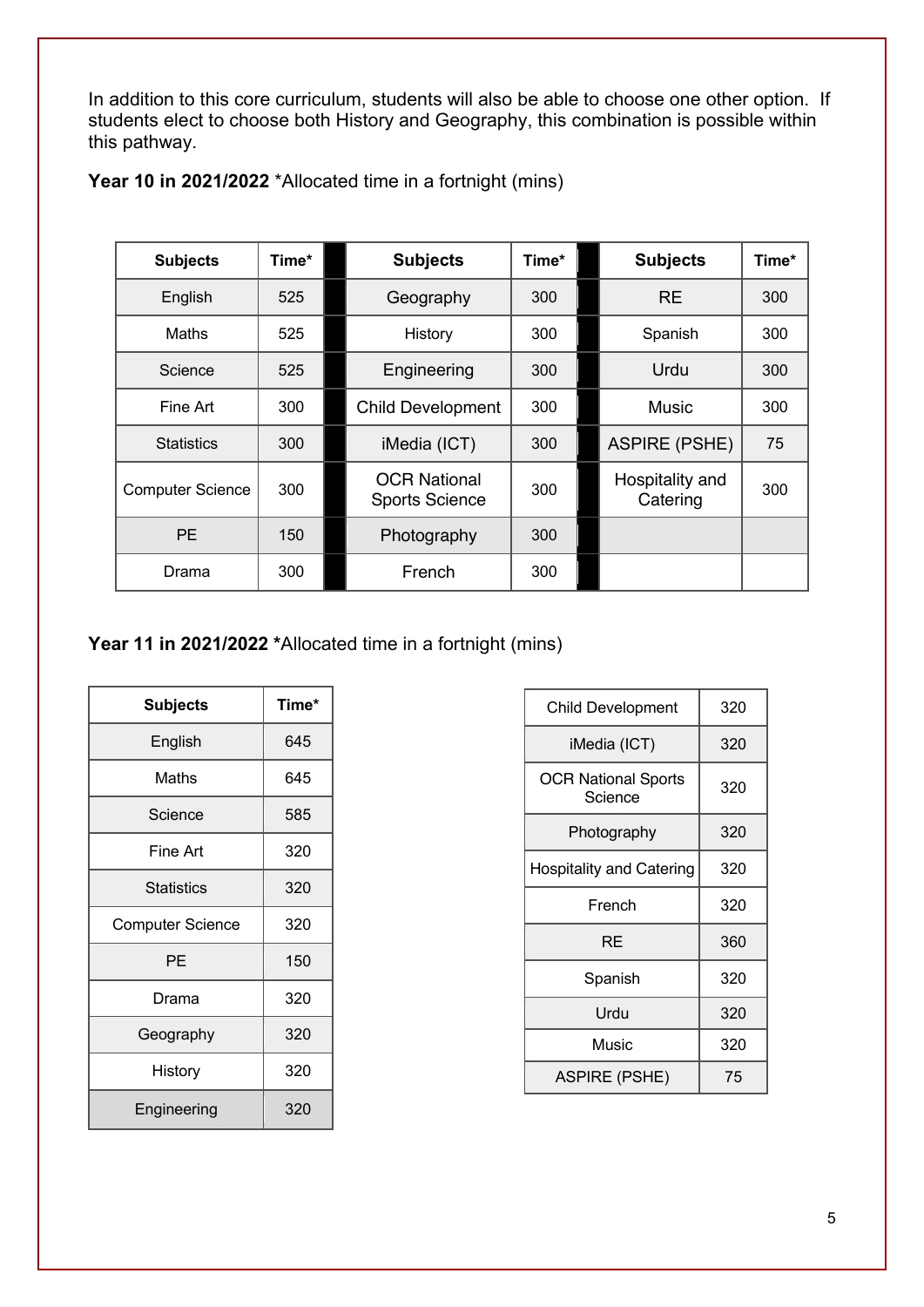In addition to this core curriculum, students will also be able to choose one other option. If students elect to choose both History and Geography, this combination is possible within this pathway.

**Year 10 in 2021/2022** *Allocated time in a fortnight (mins)

| Subjects | Time* | | Subjects | Time* | | Subjects | Time* |
|---|---|---|---|---|---|---|---|
| English | 525 | | Geography | 300 | | RE | 300 |
| Maths | 525 | | History | 300 | | Spanish | 300 |
| Science | 525 | | Engineering | 300 | | Urdu | 300 |
| Fine Art | 300 | | Child Development | 300 | | Music | 300 |
| Statistics | 300 | | iMedia (ICT) | 300 | | ASPIRE (PSHE) | 75 |
| Computer Science | 300 | | OCR National Sports Science | 300 | | Hospitality and Catering | 300 |
| PE | 150 | | Photography | 300 | | | |
| Drama | 300 | | French | 300 | | | |

**Year 11 in 2021/2022 ***Allocated time in a fortnight (mins)

| Subjects | Time* |
|---|---|
| English | 645 |
| Maths | 645 |
| Science | 585 |
| Fine Art | 320 |
| Statistics | 320 |
| Computer Science | 320 |
| PE | 150 |
| Drama | 320 |
| Geography | 320 |
| History | 320 |
| Engineering | 320 |
| Child Development | 320 |
| iMedia (ICT) | 320 |
| OCR National Sports Science | 320 |
| Photography | 320 |
| Hospitality and Catering | 320 |
| French | 320 |
| RE | 360 |
| Spanish | 320 |
| Urdu | 320 |
| Music | 320 |
| ASPIRE (PSHE) | 75 |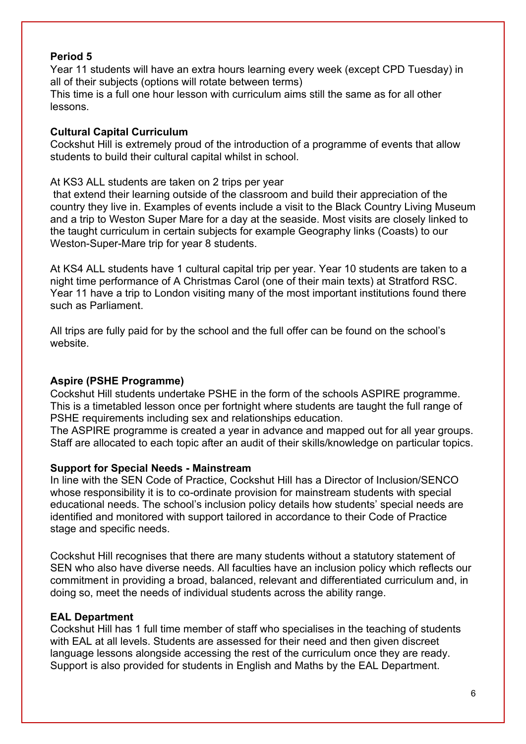**Period 5**

Year 11 students will have an extra hours learning every week (except CPD Tuesday) in all of their subjects (options will rotate between terms)
This time is a full one hour lesson with curriculum aims still the same as for all other lessons.

**Cultural Capital Curriculum**

Cockshut Hill is extremely proud of the introduction of a programme of events that allow students to build their cultural capital whilst in school.

At KS3 ALL students are taken on 2 trips per year
that extend their learning outside of the classroom and build their appreciation of the country they live in. Examples of events include a visit to the Black Country Living Museum and a trip to Weston Super Mare for a day at the seaside. Most visits are closely linked to the taught curriculum in certain subjects for example Geography links (Coasts) to our Weston-Super-Mare trip for year 8 students.

At KS4 ALL students have 1 cultural capital trip per year. Year 10 students are taken to a night time performance of A Christmas Carol (one of their main texts) at Stratford RSC. Year 11 have a trip to London visiting many of the most important institutions found there such as Parliament.

All trips are fully paid for by the school and the full offer can be found on the school's website.

**Aspire (PSHE Programme)**

Cockshut Hill students undertake PSHE in the form of the schools ASPIRE programme. This is a timetabled lesson once per fortnight where students are taught the full range of PSHE requirements including sex and relationships education.
The ASPIRE programme is created a year in advance and mapped out for all year groups. Staff are allocated to each topic after an audit of their skills/knowledge on particular topics.

**Support for Special Needs - Mainstream**

In line with the SEN Code of Practice, Cockshut Hill has a Director of Inclusion/SENCO whose responsibility it is to co-ordinate provision for mainstream students with special educational needs. The school's inclusion policy details how students' special needs are identified and monitored with support tailored in accordance to their Code of Practice stage and specific needs.

Cockshut Hill recognises that there are many students without a statutory statement of SEN who also have diverse needs. All faculties have an inclusion policy which reflects our commitment in providing a broad, balanced, relevant and differentiated curriculum and, in doing so, meet the needs of individual students across the ability range.

**EAL Department**

Cockshut Hill has 1 full time member of staff who specialises in the teaching of students with EAL at all levels. Students are assessed for their need and then given discreet language lessons alongside accessing the rest of the curriculum once they are ready. Support is also provided for students in English and Maths by the EAL Department.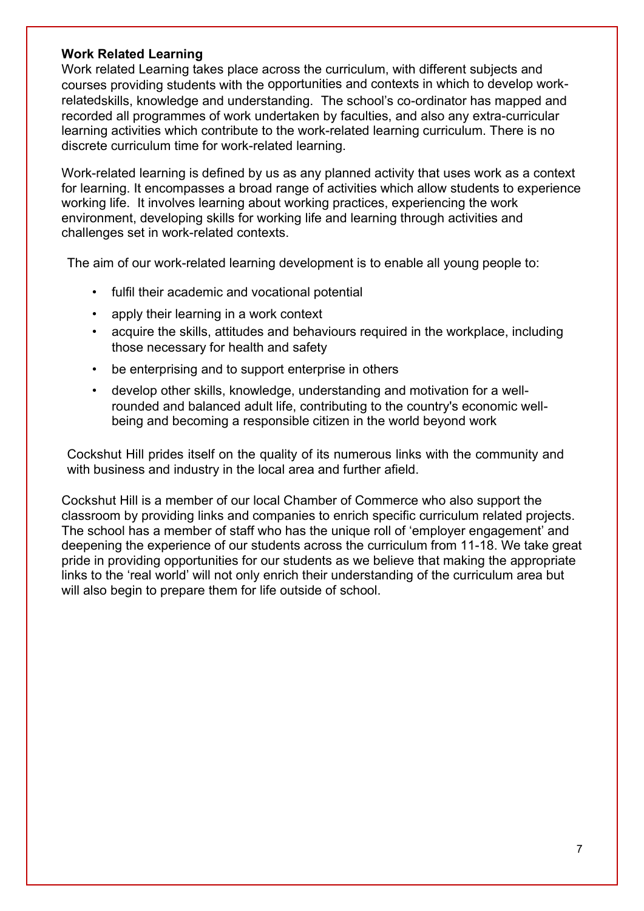**Work Related Learning**

Work related Learning takes place across the curriculum, with different subjects and courses providing students with the opportunities and contexts in which to develop work-relatedskills, knowledge and understanding. The school's co-ordinator has mapped and recorded all programmes of work undertaken by faculties, and also any extra-curricular learning activities which contribute to the work-related learning curriculum. There is no discrete curriculum time for work-related learning.

Work-related learning is defined by us as any planned activity that uses work as a context for learning. It encompasses a broad range of activities which allow students to experience working life. It involves learning about working practices, experiencing the work environment, developing skills for working life and learning through activities and challenges set in work-related contexts.

The aim of our work-related learning development is to enable all young people to:

- fulfil their academic and vocational potential
- apply their learning in a work context
- acquire the skills, attitudes and behaviours required in the workplace, including those necessary for health and safety
- be enterprising and to support enterprise in others
- develop other skills, knowledge, understanding and motivation for a well-rounded and balanced adult life, contributing to the country's economic well-being and becoming a responsible citizen in the world beyond work

Cockshut Hill prides itself on the quality of its numerous links with the community and with business and industry in the local area and further afield.

Cockshut Hill is a member of our local Chamber of Commerce who also support the classroom by providing links and companies to enrich specific curriculum related projects. The school has a member of staff who has the unique roll of 'employer engagement' and deepening the experience of our students across the curriculum from 11-18. We take great pride in providing opportunities for our students as we believe that making the appropriate links to the 'real world' will not only enrich their understanding of the curriculum area but will also begin to prepare them for life outside of school.